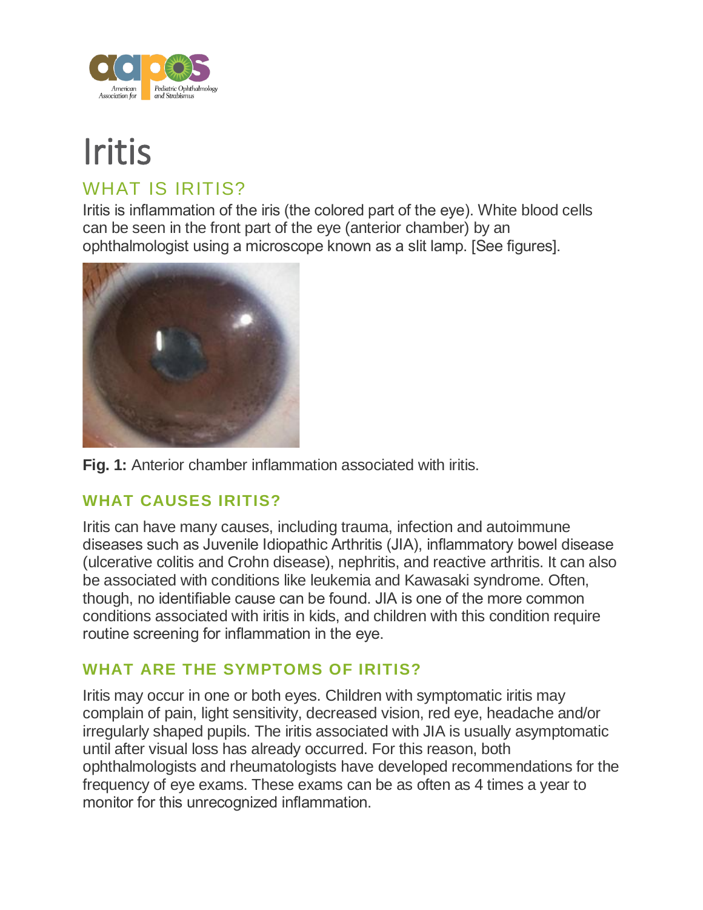# Iritis

## WHAT IS IRITIS?

Iritis is inflammation of the iris (the colored part of the eye). White blood cells can be seen in the front part of the eye (anterior chamber) by an ophthalmologist using a microscope known as a slit lamp. [See figures].

**Fig. 1:** Anterior chamber inflammation associated with iritis.

### WHAT CAUSES IRITIS?

Iritis can have many causes, including trauma, infection and autoimmune diseases such as Juvenile Idiopathic Arthritis (JIA), inflammatory bowel disease (ulcerative colitis and Crohn disease), nephritis, and reactive arthritis. It can also be associated with conditions like leukemia and Kawasaki syndrome. Often, though, no identifiable cause can be found. JIA is one of the more common conditions associated with iritis in kids, and children with this condition require routine screening for inflammation in the eye.

### WHAT ARE THE SYMPTOMS OF IRITIS?

Iritis may occur in one or both eyes. Children with symptomatic iritis may complain of pain, light sensitivity, decreased vision, red eye, headache and/or irregularly shaped pupils. The iritis associated with JIA is usually asymptomatic until after visual loss has already occurred. For this reason, both ophthalmologists and rheumatologists have developed recommendations for the frequency of eye exams. These exams can be as often as 4 times a year to monitor for this unrecognized inflammation.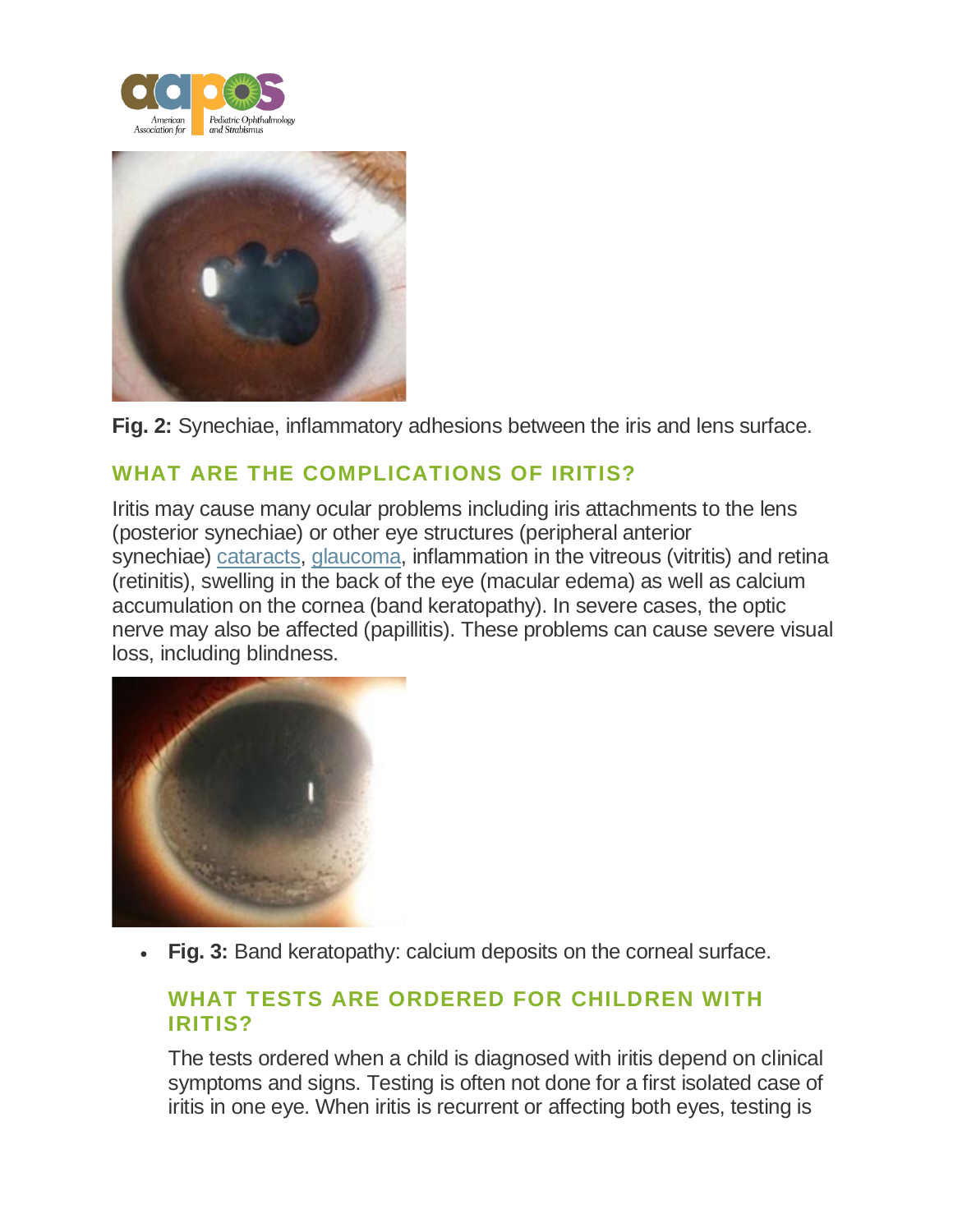**Fig. 2:** Synechiae, inflammatory adhesions between the iris and lens surface.

## WHAT ARE THE COMPLICATIONS OF IRITIS?

Iritis may cause many ocular problems including iris attachments to the lens (posterior synechiae) or other eye structures (peripheral anterior synechiae) cataracts, glaucoma, inflammation in the vitreous (vitritis) and retina (retinitis), swelling in the back of the eye (macular edema) as well as calcium accumulation on the cornea (band keratopathy). In severe cases, the optic nerve may also be affected (papillitis). These problems can cause severe visual loss, including blindness.

- **Fig. 3:** Band keratopathy: calcium deposits on the corneal surface.

## WHAT TESTS ARE ORDERED FOR CHILDREN WITH IRITIS?

The tests ordered when a child is diagnosed with iritis depend on clinical symptoms and signs. Testing is often not done for a first isolated case of iritis in one eye. When iritis is recurrent or affecting both eyes, testing is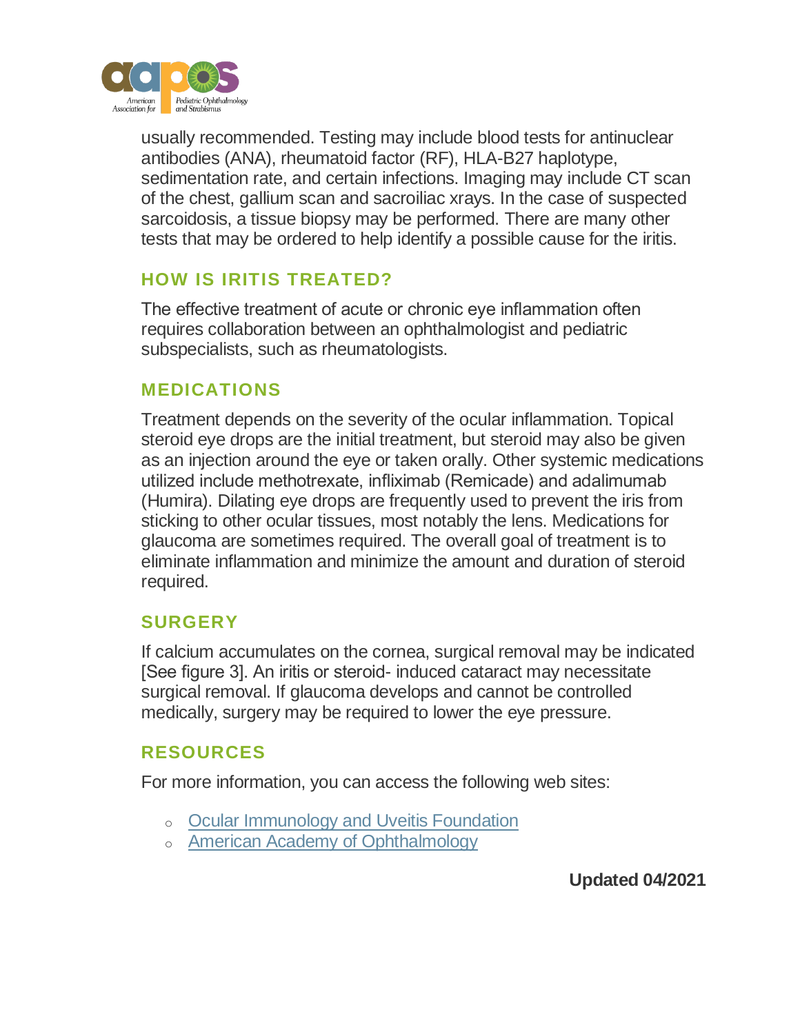usually recommended. Testing may include blood tests for antinuclear antibodies (ANA), rheumatoid factor (RF), HLA-B27 haplotype, sedimentation rate, and certain infections. Imaging may include CT scan of the chest, gallium scan and sacroiliac xrays. In the case of suspected sarcoidosis, a tissue biopsy may be performed. There are many other tests that may be ordered to help identify a possible cause for the iritis.

## HOW IS IRITIS TREATED?

The effective treatment of acute or chronic eye inflammation often requires collaboration between an ophthalmologist and pediatric subspecialists, such as rheumatologists.

## MEDICATIONS

Treatment depends on the severity of the ocular inflammation. Topical steroid eye drops are the initial treatment, but steroid may also be given as an injection around the eye or taken orally. Other systemic medications utilized include methotrexate, infliximab (Remicade) and adalimumab (Humira). Dilating eye drops are frequently used to prevent the iris from sticking to other ocular tissues, most notably the lens. Medications for glaucoma are sometimes required. The overall goal of treatment is to eliminate inflammation and minimize the amount and duration of steroid required.

## SURGERY

If calcium accumulates on the cornea, surgical removal may be indicated [See figure 3]. An iritis or steroid- induced cataract may necessitate surgical removal. If glaucoma develops and cannot be controlled medically, surgery may be required to lower the eye pressure.

## RESOURCES

For more information, you can access the following web sites:

- Ocular Immunology and Uveitis Foundation
- American Academy of Ophthalmology

**Updated 04/2021**